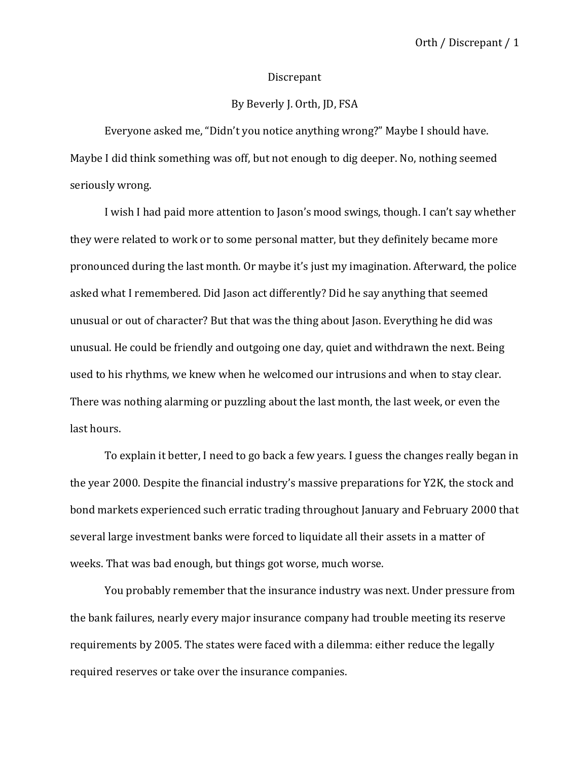# Discrepant

By Beverly J. Orth, JD, FSA

Everyone asked me, "Didn't you notice anything wrong?" Maybe I should have. Maybe I did think something was off, but not enough to dig deeper. No, nothing seemed seriously wrong.

I wish I had paid more attention to Jason's mood swings, though. I can't say whether they were related to work or to some personal matter, but they definitely became more pronounced during the last month. Or maybe it's just my imagination. Afterward, the police asked what I remembered. Did Jason act differently? Did he say anything that seemed unusual or out of character? But that was the thing about Jason. Everything he did was unusual. He could be friendly and outgoing one day, quiet and withdrawn the next. Being used to his rhythms, we knew when he welcomed our intrusions and when to stay clear. There was nothing alarming or puzzling about the last month, the last week, or even the last hours.

To explain it better, I need to go back a few years. I guess the changes really began in the year 2000. Despite the financial industry's massive preparations for Y2K, the stock and bond markets experienced such erratic trading throughout January and February 2000 that several large investment banks were forced to liquidate all their assets in a matter of weeks. That was bad enough, but things got worse, much worse.

You probably remember that the insurance industry was next. Under pressure from the bank failures, nearly every major insurance company had trouble meeting its reserve requirements by 2005. The states were faced with a dilemma: either reduce the legally required reserves or take over the insurance companies.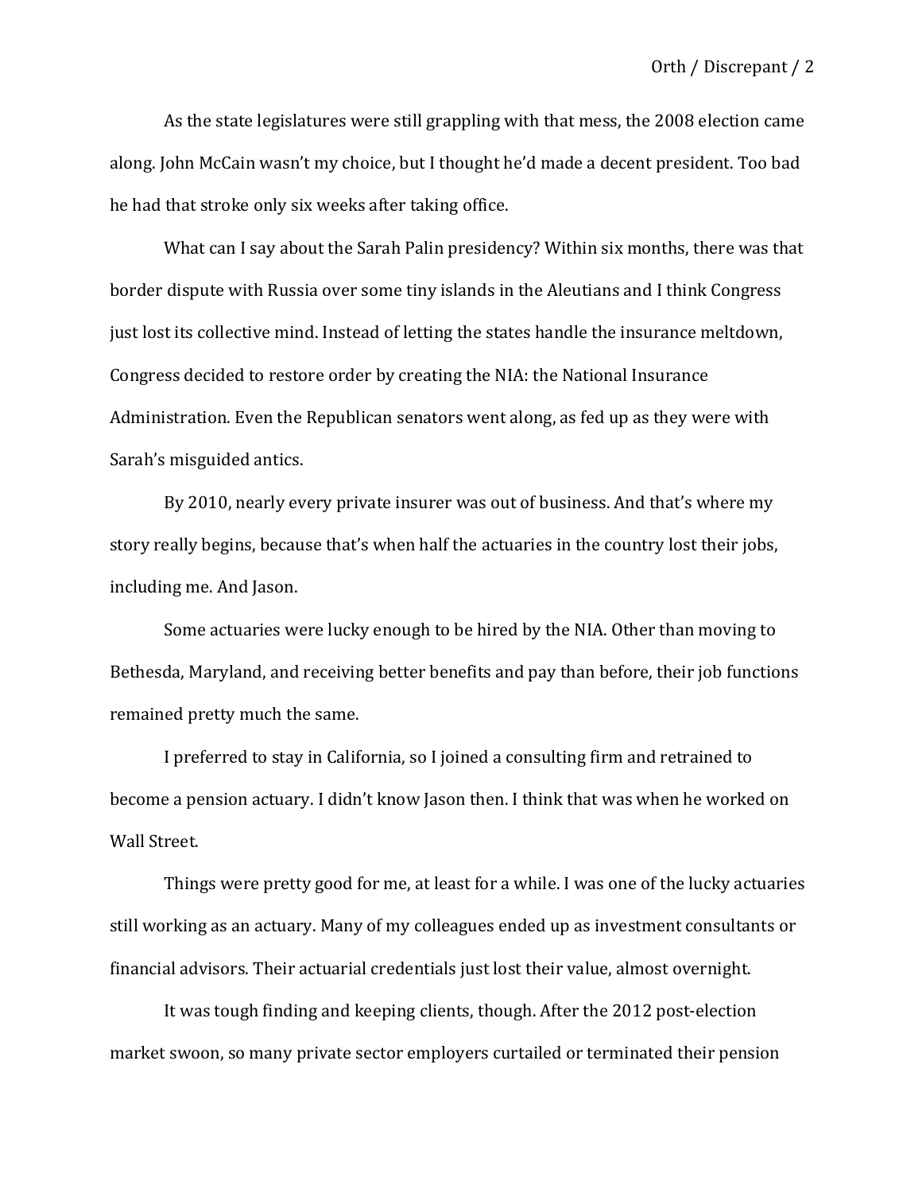As the state legislatures were still grappling with that mess, the 2008 election came along. John McCain wasn't my choice, but I thought he'd made a decent president. Too bad he had that stroke only six weeks after taking office.

What can I say about the Sarah Palin presidency? Within six months, there was that border dispute with Russia over some tiny islands in the Aleutians and I think Congress just lost its collective mind. Instead of letting the states handle the insurance meltdown, Congress decided to restore order by creating the NIA: the National Insurance Administration. Even the Republican senators went along, as fed up as they were with Sarah's misguided antics.

By 2010, nearly every private insurer was out of business. And that's where my story really begins, because that's when half the actuaries in the country lost their jobs, including me. And Jason.

Some actuaries were lucky enough to be hired by the NIA. Other than moving to Bethesda, Maryland, and receiving better benefits and pay than before, their job functions remained pretty much the same.

I preferred to stay in California, so I joined a consulting firm and retrained to become a pension actuary. I didn't know Jason then. I think that was when he worked on Wall Street.

Things were pretty good for me, at least for a while. I was one of the lucky actuaries still working as an actuary. Many of my colleagues ended up as investment consultants or financial advisors. Their actuarial credentials just lost their value, almost overnight.

It was tough finding and keeping clients, though. After the 2012 post-election market swoon, so many private sector employers curtailed or terminated their pension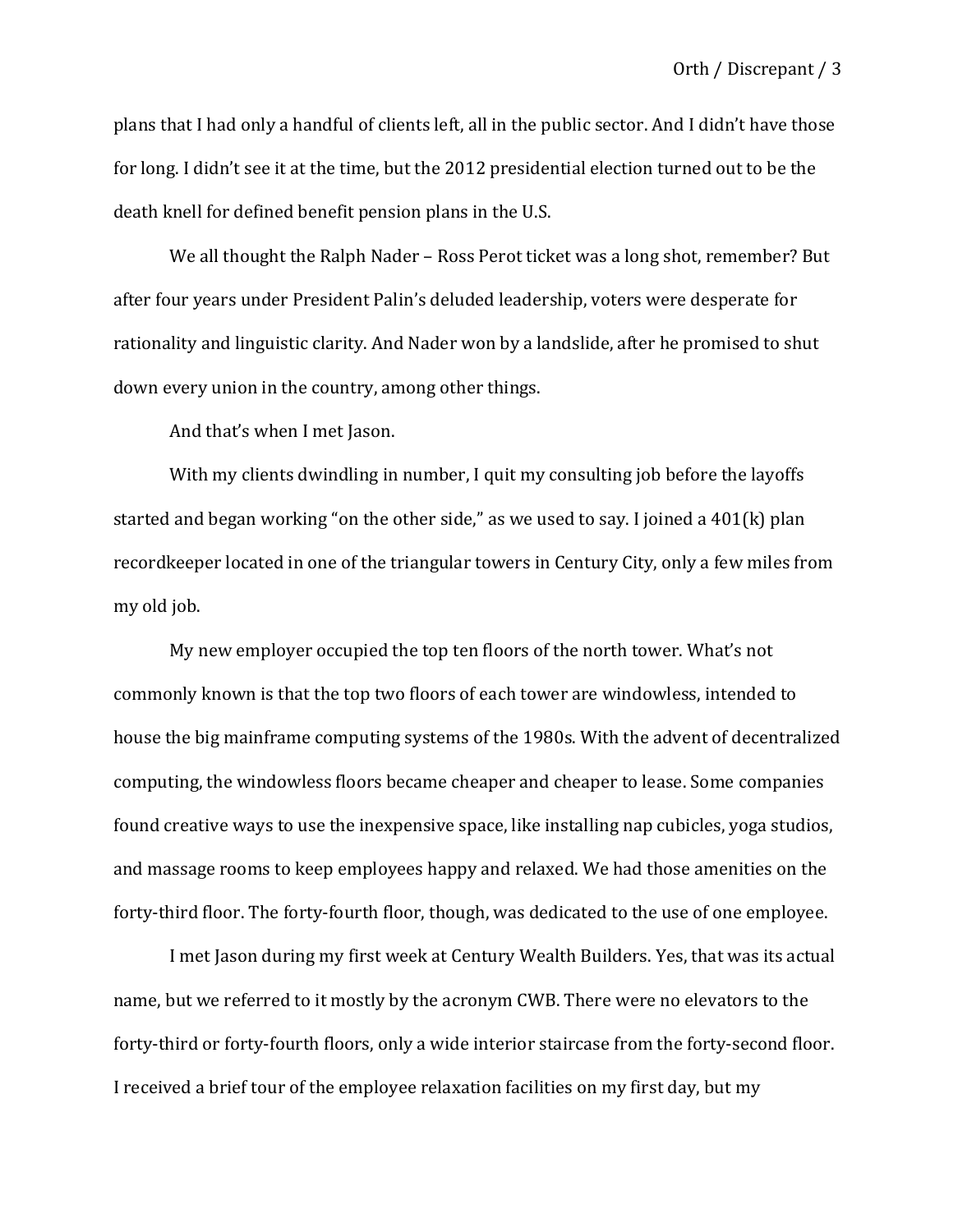plans that I had only a handful of clients left, all in the public sector. And I didn't have those for long. I didn't see it at the time, but the 2012 presidential election turned out to be the death knell for defined benefit pension plans in the U.S.

We all thought the Ralph Nader – Ross Perot ticket was a long shot, remember? But after four years under President Palin's deluded leadership, voters were desperate for rationality and linguistic clarity. And Nader won by a landslide, after he promised to shut down every union in the country, among other things.

And that's when I met Jason.

With my clients dwindling in number, I quit my consulting job before the layoffs started and began working "on the other side," as we used to say. I joined a 401(k) plan recordkeeper located in one of the triangular towers in Century City, only a few miles from my old job.

My new employer occupied the top ten floors of the north tower. What's not commonly known is that the top two floors of each tower are windowless, intended to house the big mainframe computing systems of the 1980s. With the advent of decentralized computing, the windowless floors became cheaper and cheaper to lease. Some companies found creative ways to use the inexpensive space, like installing nap cubicles, yoga studios, and massage rooms to keep employees happy and relaxed. We had those amenities on the forty-third floor. The forty-fourth floor, though, was dedicated to the use of one employee.

I met Jason during my first week at Century Wealth Builders. Yes, that was its actual name, but we referred to it mostly by the acronym CWB. There were no elevators to the forty-third or forty-fourth floors, only a wide interior staircase from the forty-second floor. I received a brief tour of the employee relaxation facilities on my first day, but my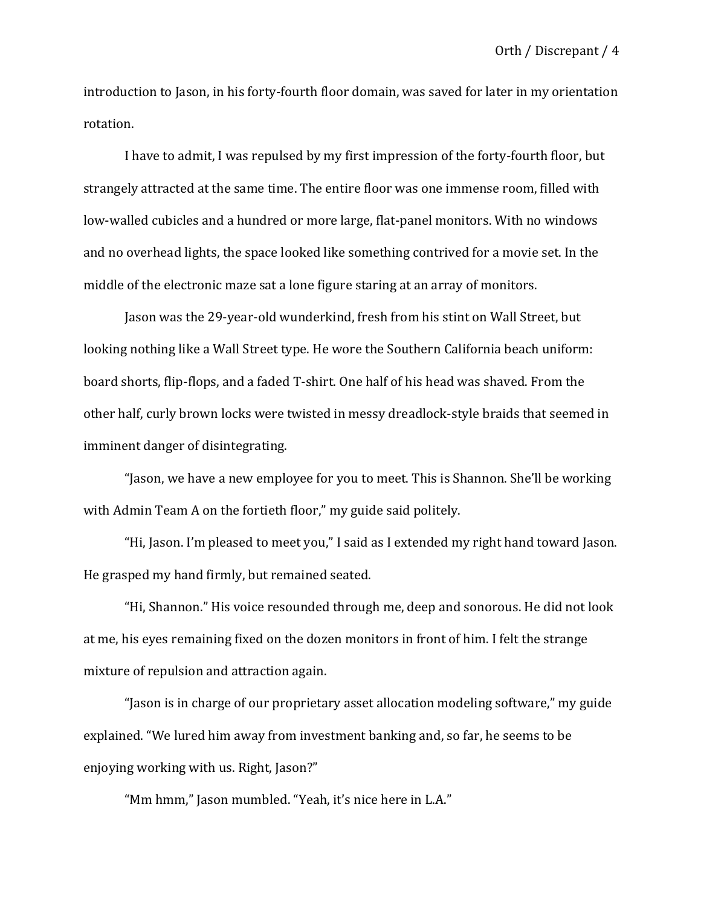introduction to Jason, in his forty-fourth floor domain, was saved for later in my orientation rotation.

I have to admit, I was repulsed by my first impression of the forty-fourth floor, but strangely attracted at the same time. The entire floor was one immense room, filled with low-walled cubicles and a hundred or more large, flat-panel monitors. With no windows and no overhead lights, the space looked like something contrived for a movie set. In the middle of the electronic maze sat a lone figure staring at an array of monitors.

Jason was the 29-year-old wunderkind, fresh from his stint on Wall Street, but looking nothing like a Wall Street type. He wore the Southern California beach uniform: board shorts, flip-flops, and a faded T-shirt. One half of his head was shaved. From the other half, curly brown locks were twisted in messy dreadlock-style braids that seemed in imminent danger of disintegrating.

"Jason, we have a new employee for you to meet. This is Shannon. She'll be working with Admin Team A on the fortieth floor," my guide said politely.

"Hi, Jason. I'm pleased to meet you," I said as I extended my right hand toward Jason. He grasped my hand firmly, but remained seated.

"Hi, Shannon." His voice resounded through me, deep and sonorous. He did not look at me, his eyes remaining fixed on the dozen monitors in front of him. I felt the strange mixture of repulsion and attraction again.

"Jason is in charge of our proprietary asset allocation modeling software," my guide explained. "We lured him away from investment banking and, so far, he seems to be enjoying working with us. Right, Jason?"

"Mm hmm," Jason mumbled. "Yeah, it's nice here in L.A."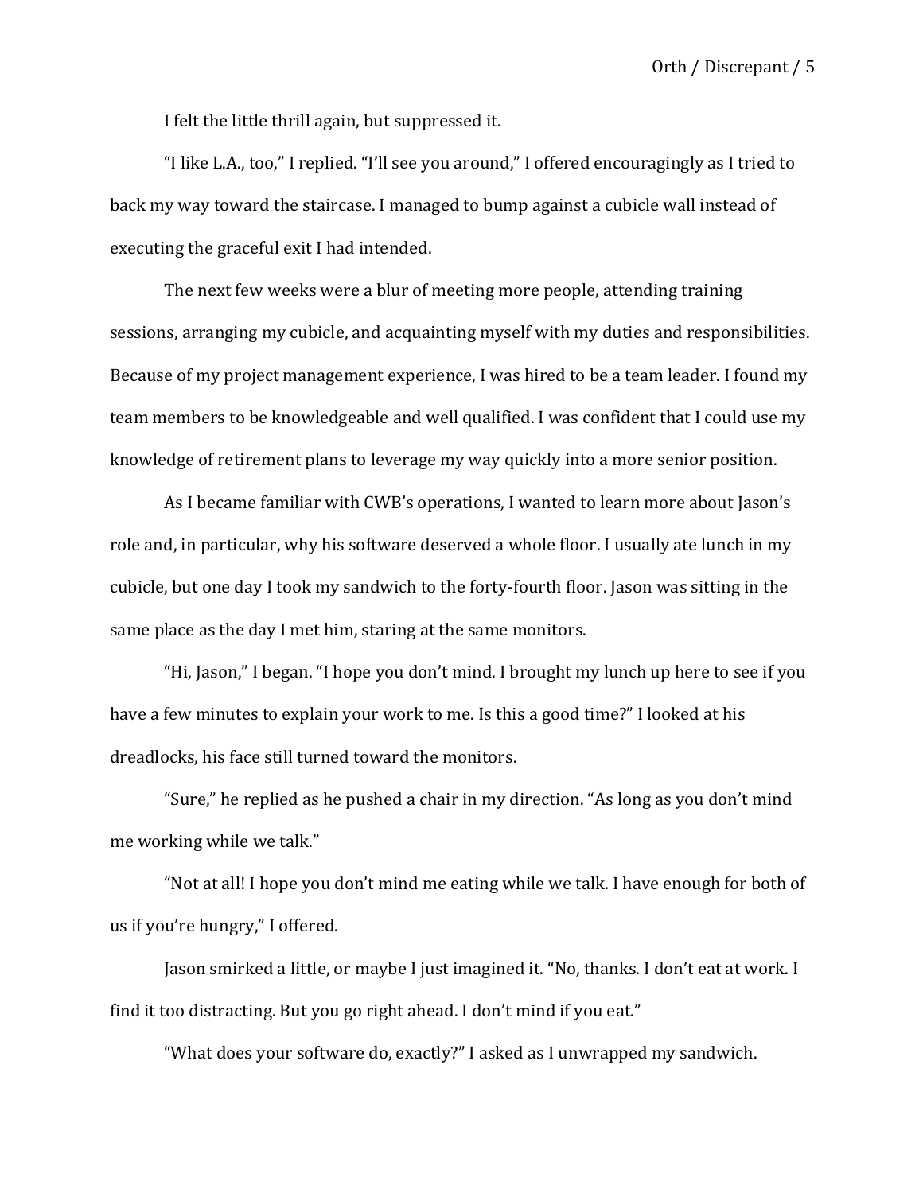I felt the little thrill again, but suppressed it.

"I like L.A., too," I replied. "I'll see you around," I offered encouragingly as I tried to back my way toward the staircase. I managed to bump against a cubicle wall instead of executing the graceful exit I had intended.

The next few weeks were a blur of meeting more people, attending training sessions, arranging my cubicle, and acquainting myself with my duties and responsibilities. Because of my project management experience, I was hired to be a team leader. I found my team members to be knowledgeable and well qualified. I was confident that I could use my knowledge of retirement plans to leverage my way quickly into a more senior position.

As I became familiar with CWB's operations, I wanted to learn more about Jason's role and, in particular, why his software deserved a whole floor. I usually ate lunch in my cubicle, but one day I took my sandwich to the forty-fourth floor. Jason was sitting in the same place as the day I met him, staring at the same monitors.

"Hi, Jason," I began. "I hope you don't mind. I brought my lunch up here to see if you have a few minutes to explain your work to me. Is this a good time?" I looked at his dreadlocks, his face still turned toward the monitors.

"Sure," he replied as he pushed a chair in my direction. "As long as you don't mind me working while we talk."

"Not at all! I hope you don't mind me eating while we talk. I have enough for both of us if you're hungry," I offered.

Jason smirked a little, or maybe I just imagined it. "No, thanks. I don't eat at work. I find it too distracting. But you go right ahead. I don't mind if you eat."

"What does your software do, exactly?" I asked as I unwrapped my sandwich.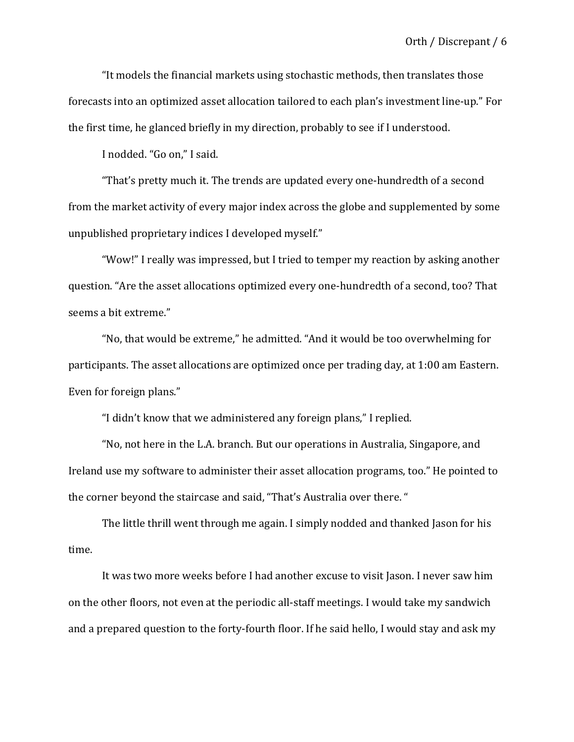"It models the financial markets using stochastic methods, then translates those forecasts into an optimized asset allocation tailored to each plan's investment line-up." For the first time, he glanced briefly in my direction, probably to see if I understood.

I nodded. "Go on," I said.

"That's pretty much it. The trends are updated every one-hundredth of a second from the market activity of every major index across the globe and supplemented by some unpublished proprietary indices I developed myself."

"Wow!" I really was impressed, but I tried to temper my reaction by asking another question. "Are the asset allocations optimized every one-hundredth of a second, too? That seems a bit extreme."

"No, that would be extreme," he admitted. "And it would be too overwhelming for participants. The asset allocations are optimized once per trading day, at 1:00 am Eastern. Even for foreign plans."

"I didn't know that we administered any foreign plans," I replied.

"No, not here in the L.A. branch. But our operations in Australia, Singapore, and Ireland use my software to administer their asset allocation programs, too." He pointed to the corner beyond the staircase and said, "That's Australia over there. "

The little thrill went through me again. I simply nodded and thanked Jason for his time.

It was two more weeks before I had another excuse to visit Jason. I never saw him on the other floors, not even at the periodic all-staff meetings. I would take my sandwich and a prepared question to the forty-fourth floor. If he said hello, I would stay and ask my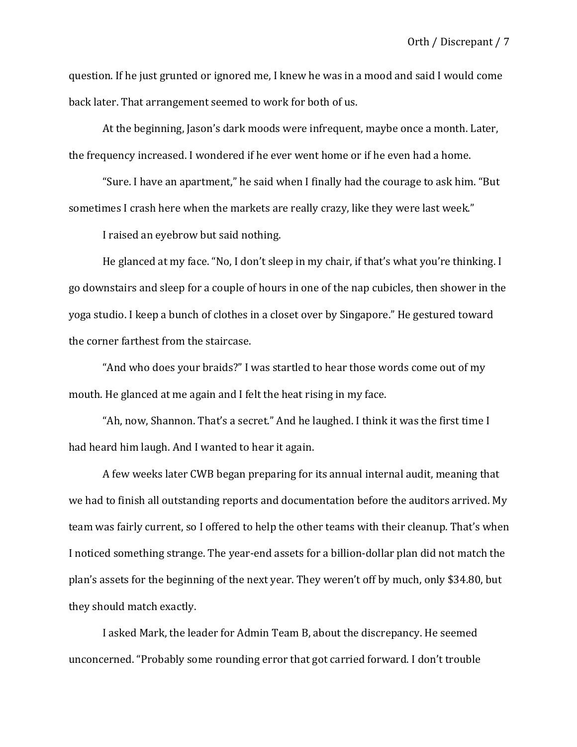question. If he just grunted or ignored me, I knew he was in a mood and said I would come back later. That arrangement seemed to work for both of us.

At the beginning, Jason's dark moods were infrequent, maybe once a month. Later, the frequency increased. I wondered if he ever went home or if he even had a home.

"Sure. I have an apartment," he said when I finally had the courage to ask him. "But sometimes I crash here when the markets are really crazy, like they were last week."

I raised an eyebrow but said nothing.

He glanced at my face. "No, I don't sleep in my chair, if that's what you're thinking. I go downstairs and sleep for a couple of hours in one of the nap cubicles, then shower in the yoga studio. I keep a bunch of clothes in a closet over by Singapore." He gestured toward the corner farthest from the staircase.

"And who does your braids?" I was startled to hear those words come out of my mouth. He glanced at me again and I felt the heat rising in my face.

"Ah, now, Shannon. That's a secret." And he laughed. I think it was the first time I had heard him laugh. And I wanted to hear it again.

A few weeks later CWB began preparing for its annual internal audit, meaning that we had to finish all outstanding reports and documentation before the auditors arrived. My team was fairly current, so I offered to help the other teams with their cleanup. That's when I noticed something strange. The year-end assets for a billion-dollar plan did not match the plan's assets for the beginning of the next year. They weren't off by much, only $34.80, but they should match exactly.

I asked Mark, the leader for Admin Team B, about the discrepancy. He seemed unconcerned. "Probably some rounding error that got carried forward. I don't trouble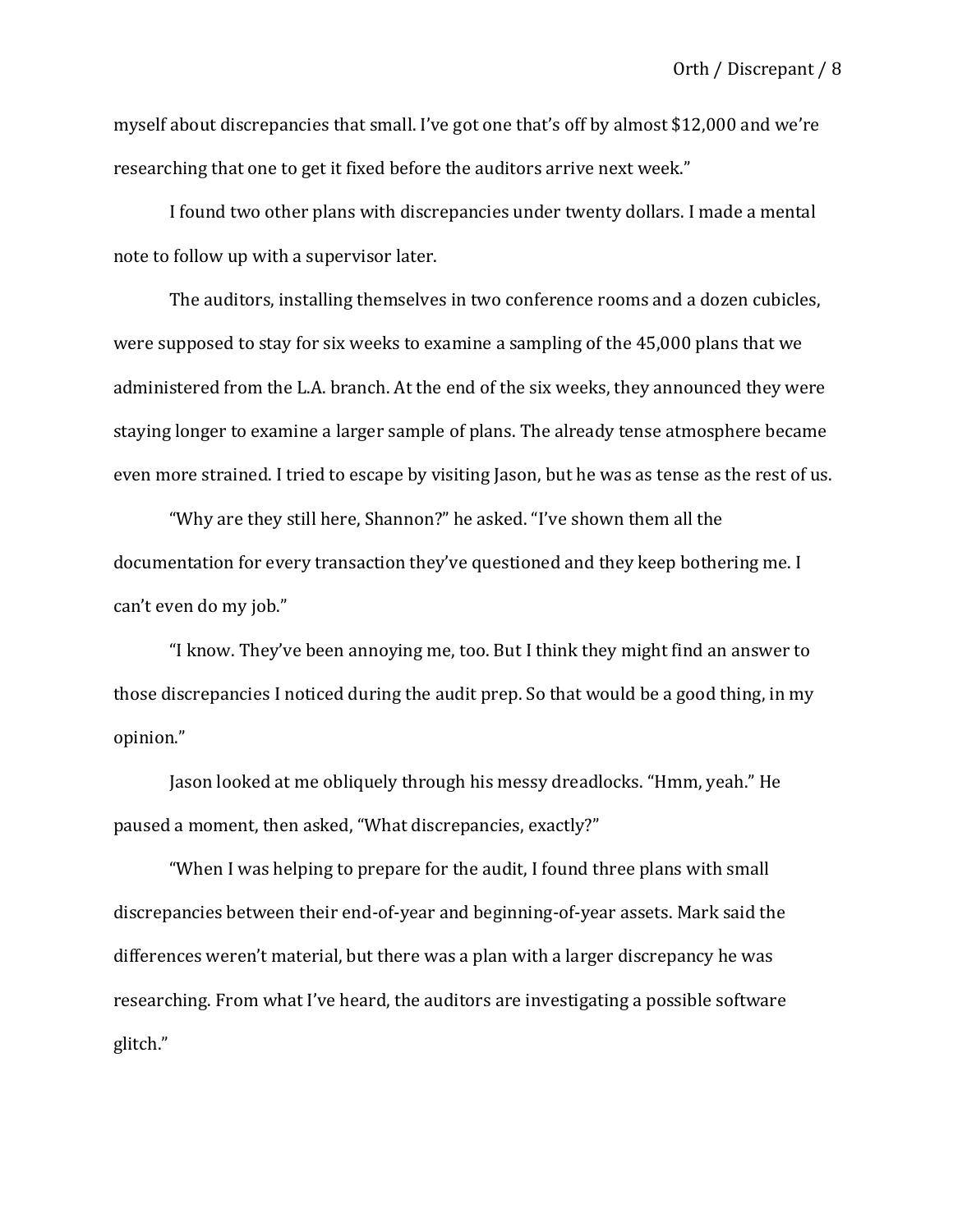myself about discrepancies that small. I've got one that's off by almost $12,000 and we're researching that one to get it fixed before the auditors arrive next week."

I found two other plans with discrepancies under twenty dollars. I made a mental note to follow up with a supervisor later.

The auditors, installing themselves in two conference rooms and a dozen cubicles, were supposed to stay for six weeks to examine a sampling of the 45,000 plans that we administered from the L.A. branch. At the end of the six weeks, they announced they were staying longer to examine a larger sample of plans. The already tense atmosphere became even more strained. I tried to escape by visiting Jason, but he was as tense as the rest of us.

"Why are they still here, Shannon?" he asked. "I've shown them all the documentation for every transaction they've questioned and they keep bothering me. I can't even do my job."

"I know. They've been annoying me, too. But I think they might find an answer to those discrepancies I noticed during the audit prep. So that would be a good thing, in my opinion."

Jason looked at me obliquely through his messy dreadlocks. "Hmm, yeah." He paused a moment, then asked, "What discrepancies, exactly?"

"When I was helping to prepare for the audit, I found three plans with small discrepancies between their end-of-year and beginning-of-year assets. Mark said the differences weren't material, but there was a plan with a larger discrepancy he was researching. From what I've heard, the auditors are investigating a possible software glitch."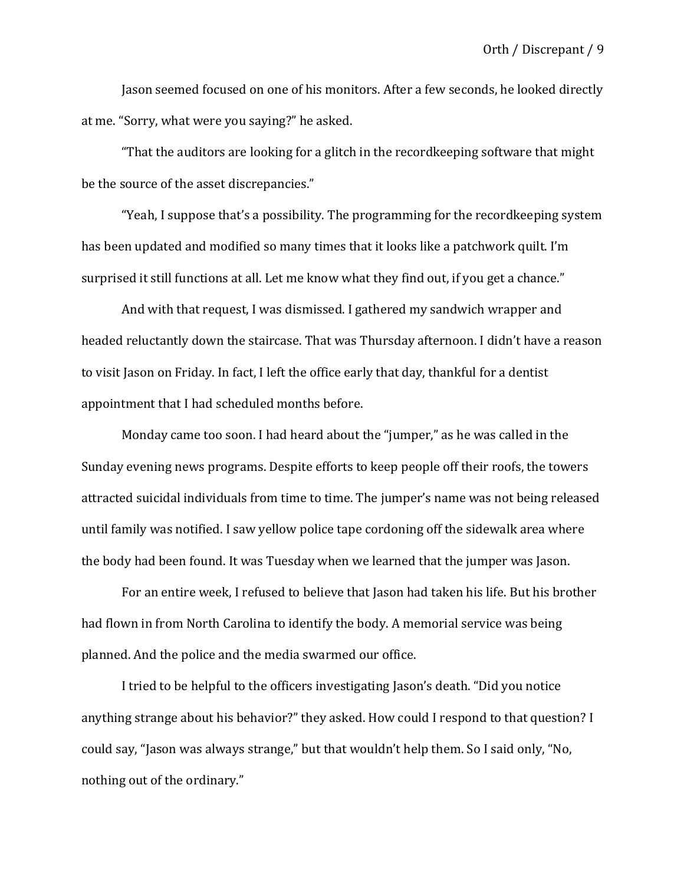Jason seemed focused on one of his monitors. After a few seconds, he looked directly at me. "Sorry, what were you saying?" he asked.

"That the auditors are looking for a glitch in the recordkeeping software that might be the source of the asset discrepancies."

"Yeah, I suppose that's a possibility. The programming for the recordkeeping system has been updated and modified so many times that it looks like a patchwork quilt. I'm surprised it still functions at all. Let me know what they find out, if you get a chance."

And with that request, I was dismissed. I gathered my sandwich wrapper and headed reluctantly down the staircase. That was Thursday afternoon. I didn't have a reason to visit Jason on Friday. In fact, I left the office early that day, thankful for a dentist appointment that I had scheduled months before.

Monday came too soon. I had heard about the "jumper," as he was called in the Sunday evening news programs. Despite efforts to keep people off their roofs, the towers attracted suicidal individuals from time to time. The jumper's name was not being released until family was notified. I saw yellow police tape cordoning off the sidewalk area where the body had been found. It was Tuesday when we learned that the jumper was Jason.

For an entire week, I refused to believe that Jason had taken his life. But his brother had flown in from North Carolina to identify the body. A memorial service was being planned. And the police and the media swarmed our office.

I tried to be helpful to the officers investigating Jason's death. "Did you notice anything strange about his behavior?" they asked. How could I respond to that question? I could say, "Jason was always strange," but that wouldn't help them. So I said only, "No, nothing out of the ordinary."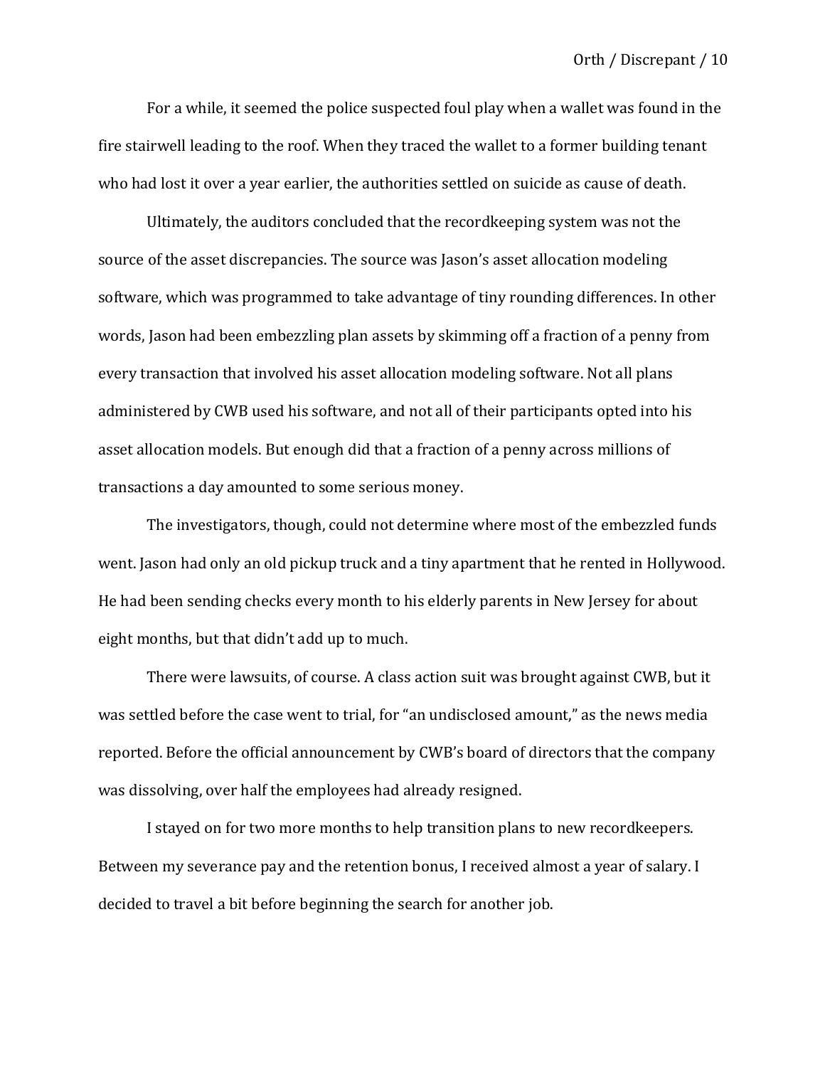For a while, it seemed the police suspected foul play when a wallet was found in the fire stairwell leading to the roof. When they traced the wallet to a former building tenant who had lost it over a year earlier, the authorities settled on suicide as cause of death.

Ultimately, the auditors concluded that the recordkeeping system was not the source of the asset discrepancies. The source was Jason's asset allocation modeling software, which was programmed to take advantage of tiny rounding differences. In other words, Jason had been embezzling plan assets by skimming off a fraction of a penny from every transaction that involved his asset allocation modeling software. Not all plans administered by CWB used his software, and not all of their participants opted into his asset allocation models. But enough did that a fraction of a penny across millions of transactions a day amounted to some serious money.

The investigators, though, could not determine where most of the embezzled funds went. Jason had only an old pickup truck and a tiny apartment that he rented in Hollywood. He had been sending checks every month to his elderly parents in New Jersey for about eight months, but that didn't add up to much.

There were lawsuits, of course. A class action suit was brought against CWB, but it was settled before the case went to trial, for "an undisclosed amount," as the news media reported. Before the official announcement by CWB's board of directors that the company was dissolving, over half the employees had already resigned.

I stayed on for two more months to help transition plans to new recordkeepers. Between my severance pay and the retention bonus, I received almost a year of salary. I decided to travel a bit before beginning the search for another job.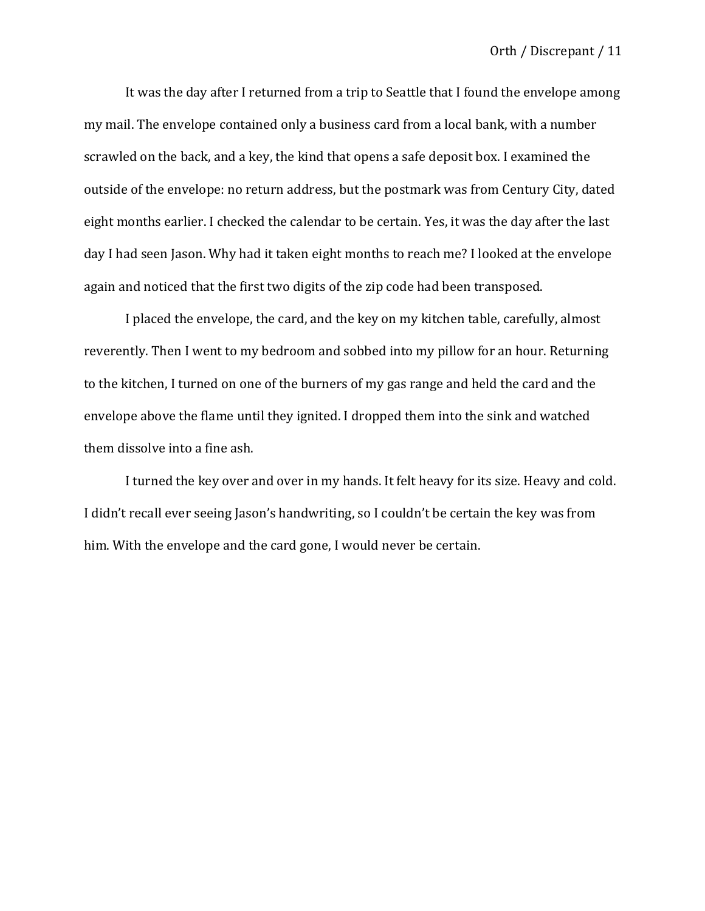It was the day after I returned from a trip to Seattle that I found the envelope among my mail. The envelope contained only a business card from a local bank, with a number scrawled on the back, and a key, the kind that opens a safe deposit box. I examined the outside of the envelope: no return address, but the postmark was from Century City, dated eight months earlier. I checked the calendar to be certain. Yes, it was the day after the last day I had seen Jason. Why had it taken eight months to reach me? I looked at the envelope again and noticed that the first two digits of the zip code had been transposed.

I placed the envelope, the card, and the key on my kitchen table, carefully, almost reverently. Then I went to my bedroom and sobbed into my pillow for an hour. Returning to the kitchen, I turned on one of the burners of my gas range and held the card and the envelope above the flame until they ignited. I dropped them into the sink and watched them dissolve into a fine ash.

I turned the key over and over in my hands. It felt heavy for its size. Heavy and cold. I didn't recall ever seeing Jason's handwriting, so I couldn't be certain the key was from him. With the envelope and the card gone, I would never be certain.